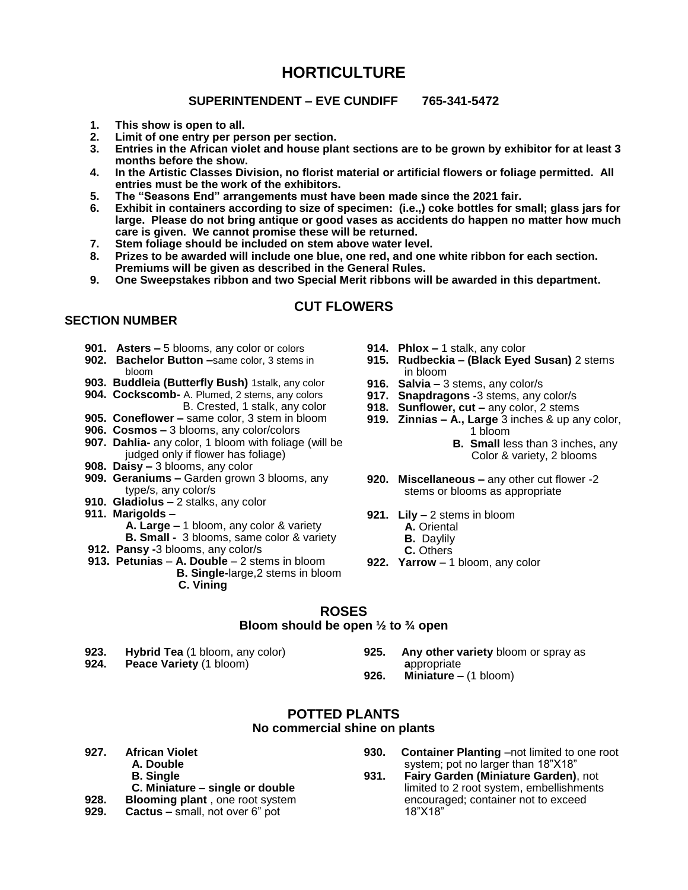# HORTICULTURE

**SUPERINTENDENT – EVE CUNDIFF 765-341-5472**

1. **This show is open to all.**
2. **Limit of one entry per person per section.**
3. **Entries in the African violet and house plant sections are to be grown by exhibitor for at least 3 months before the show.**
4. **In the Artistic Classes Division, no florist material or artificial flowers or foliage permitted. All entries must be the work of the exhibitors.**
5. **The "Seasons End" arrangements must have been made since the 2021 fair.**
6. **Exhibit in containers according to size of specimen: (i.e.,) coke bottles for small; glass jars for large. Please do not bring antique or good vases as accidents do happen no matter how much care is given. We cannot promise these will be returned.**
7. **Stem foliage should be included on stem above water level.**
8. **Prizes to be awarded will include one blue, one red, and one white ribbon for each section. Premiums will be given as described in the General Rules.**
9. **One Sweepstakes ribbon and two Special Merit ribbons will be awarded in this department.**

## CUT FLOWERS

**SECTION NUMBER**

- **901. Asters –** 5 blooms, any color or colors
- **902. Bachelor Button –**same color, 3 stems in bloom
- **903. Buddleia (Butterfly Bush)** 1stalk, any color
- **904. Cockscomb-** A. Plumed, 2 stems, any colors
  - B. Crested, 1 stalk, any color
- **905. Coneflower –** same color, 3 stem in bloom
- **906. Cosmos –** 3 blooms, any color/colors
- **907. Dahlia-** any color, 1 bloom with foliage (will be judged only if flower has foliage)
- **908. Daisy –** 3 blooms, any color
- **909. Geraniums –** Garden grown 3 blooms, any type/s, any color/s
- **910. Gladiolus –** 2 stalks, any color
- **911. Marigolds –**
  - **A. Large –** 1 bloom, any color & variety
  - **B. Small -** 3 blooms, same color & variety
- **912. Pansy -**3 blooms, any color/s
- **913. Petunias** – **A. Double** – 2 stems in bloom
  - **B. Single-**large,2 stems in bloom
  - **C. Vining**
- **914. Phlox –** 1 stalk, any color
- **915. Rudbeckia – (Black Eyed Susan)** 2 stems in bloom
- **916. Salvia –** 3 stems, any color/s
- **917. Snapdragons -**3 stems, any color/s
- **918. Sunflower, cut –** any color, 2 stems
- **919. Zinnias – A., Large** 3 inches & up any color, 1 bloom
  - **B. Small** less than 3 inches, any Color & variety, 2 blooms
- **920. Miscellaneous –** any other cut flower -2 stems or blooms as appropriate
- **921. Lily –** 2 stems in bloom
  - **A.** Oriental
  - **B.** Daylily
  - **C.** Others
- **922. Yarrow** – 1 bloom, any color

## ROSES

**Bloom should be open ½ to ¾ open**

- **923. Hybrid Tea** (1 bloom, any color)
- **924. Peace Variety** (1 bloom)
- **925. Any other variety** bloom or spray as appropriate
- **926. Miniature –** (1 bloom)

## POTTED PLANTS

**No commercial shine on plants**

- **927. African Violet**
  - **A. Double**
  - **B. Single**
  - **C. Miniature – single or double**
- **928. Blooming plant** , one root system
- **929. Cactus –** small, not over 6" pot
- **930. Container Planting** –not limited to one root system; pot no larger than 18"X18"
- **931. Fairy Garden (Miniature Garden)**, not limited to 2 root system, embellishments encouraged; container not to exceed 18"X18"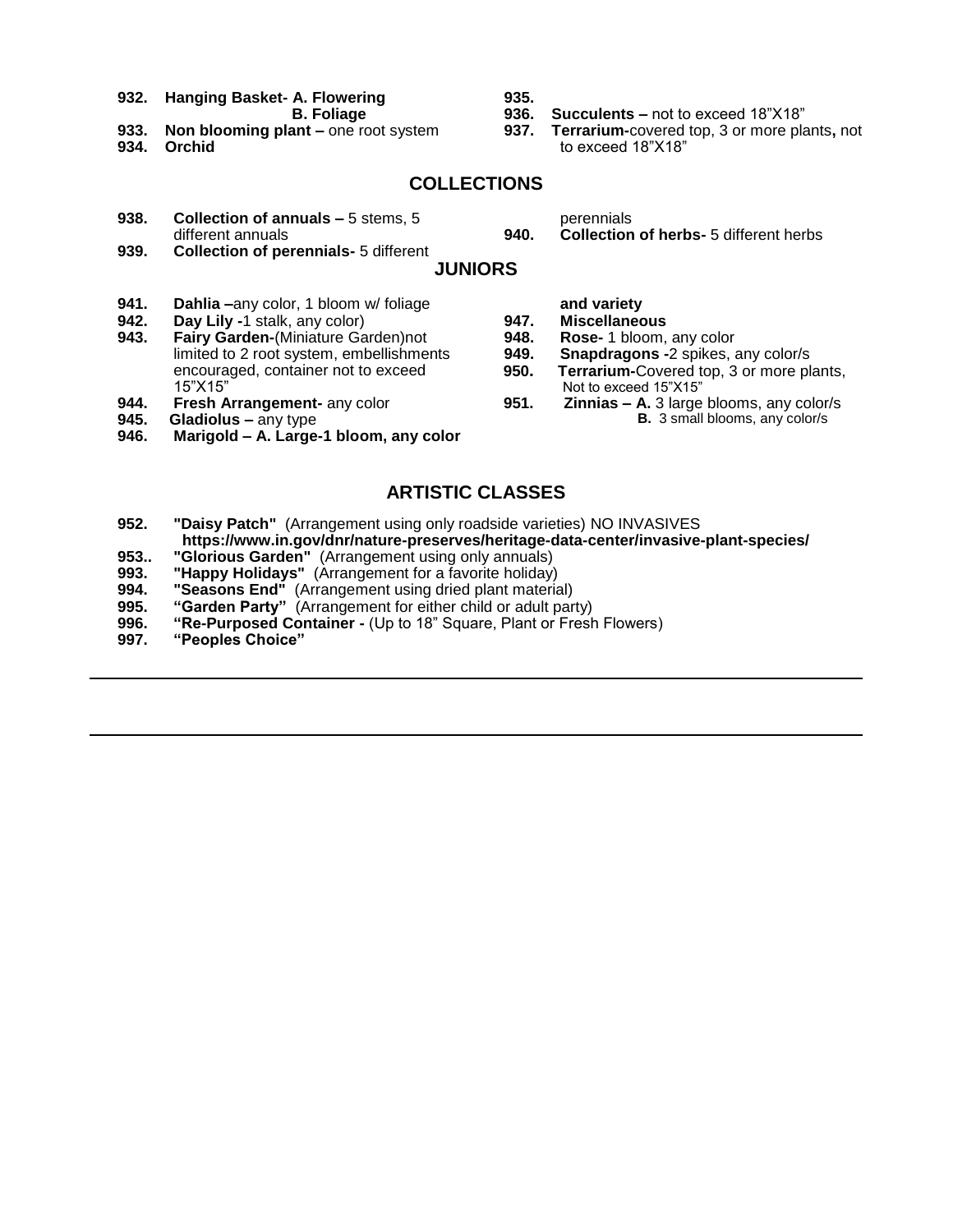**932. Hanging Basket- A. Flowering**
**B. Foliage**

**933. Non blooming plant –** one root system

**934. Orchid**

**935.**

**936. Succulents –** not to exceed 18"X18"

**937. Terrarium-**covered top, 3 or more plants**,** not to exceed 18"X18"

## COLLECTIONS

**938. Collection of annuals –** 5 stems, 5 different annuals

**939. Collection of perennials-** 5 different perennials

**940. Collection of herbs-** 5 different herbs

## JUNIORS

**941. Dahlia –**any color, 1 bloom w/ foliage

**942. Day Lily -**1 stalk, any color)

**943. Fairy Garden-**(Miniature Garden)not limited to 2 root system, embellishments encouraged, container not to exceed 15"X15"

**944. Fresh Arrangement-** any color

**945. Gladiolus –** any type

**946. Marigold – A. Large-1 bloom, any color and variety**

**947. Miscellaneous**

**948. Rose-** 1 bloom, any color

**949. Snapdragons -**2 spikes, any color/s

**950. Terrarium-**Covered top, 3 or more plants, Not to exceed 15"X15"

**951. Zinnias – A.** 3 large blooms, any color/s
**B.** 3 small blooms, any color/s

## ARTISTIC CLASSES

**952. "Daisy Patch"** (Arrangement using only roadside varieties) NO INVASIVES
**https://www.in.gov/dnr/nature-preserves/heritage-data-center/invasive-plant-species/**

**953.. "Glorious Garden"** (Arrangement using only annuals)

**993. "Happy Holidays"** (Arrangement for a favorite holiday)

**994. "Seasons End"** (Arrangement using dried plant material)

**995. "Garden Party"** (Arrangement for either child or adult party)

**996. "Re-Purposed Container -** (Up to 18" Square, Plant or Fresh Flowers)

**997. "Peoples Choice"**